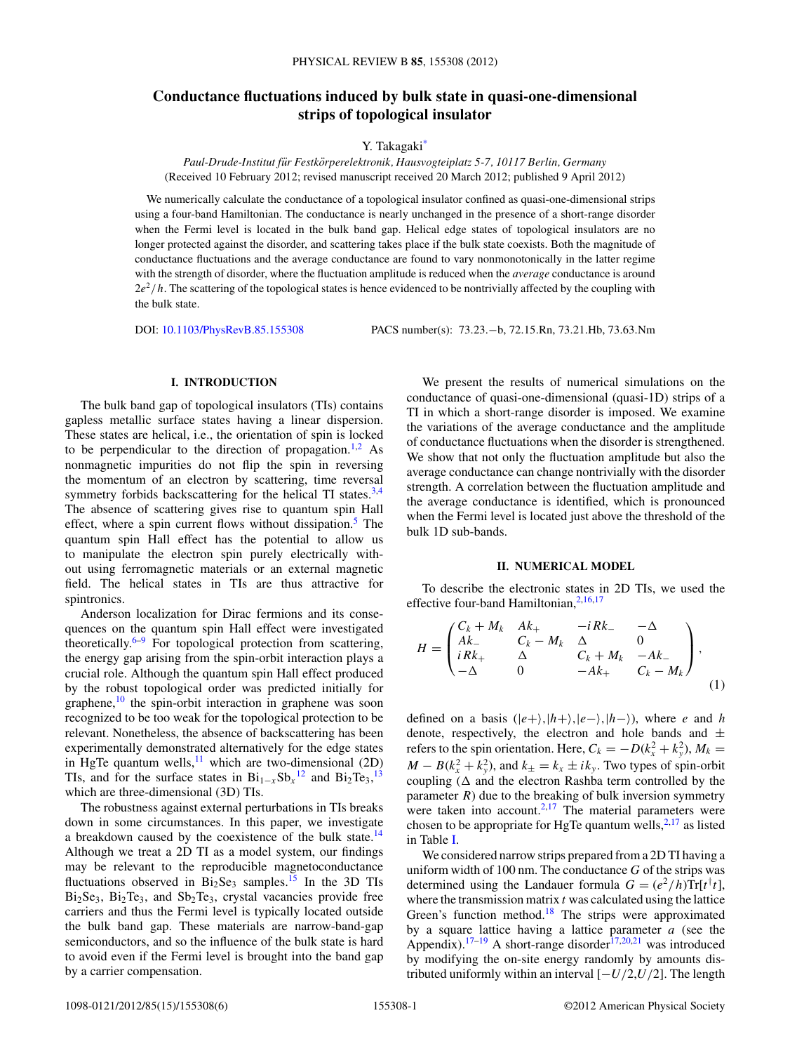# Conductance fluctuations induced by bulk state in quasi-one-dimensional strips of topological insulator

Y. Takagaki[*]

*Paul-Drude-Institut für Festkörperelektronik, Hausvogteiplatz 5-7, 10117 Berlin, Germany*
(Received 10 February 2012; revised manuscript received 20 March 2012; published 9 April 2012)

We numerically calculate the conductance of a topological insulator confined as quasi-one-dimensional strips using a four-band Hamiltonian. The conductance is nearly unchanged in the presence of a short-range disorder when the Fermi level is located in the bulk band gap. Helical edge states of topological insulators are no longer protected against the disorder, and scattering takes place if the bulk state coexists. Both the magnitude of conductance fluctuations and the average conductance are found to vary nonmonotonically in the latter regime with the strength of disorder, where the fluctuation amplitude is reduced when the *average* conductance is around $2e^2/h$. The scattering of the topological states is hence evidenced to be nontrivially affected by the coupling with the bulk state.

DOI: 10.1103/PhysRevB.85.155308 PACS number(s): 73.23.−b, 72.15.Rn, 73.21.Hb, 73.63.Nm

## I. INTRODUCTION

The bulk band gap of topological insulators (TIs) contains gapless metallic surface states having a linear dispersion. These states are helical, i.e., the orientation of spin is locked to be perpendicular to the direction of propagation.[1,2] As nonmagnetic impurities do not flip the spin in reversing the momentum of an electron by scattering, time reversal symmetry forbids backscattering for the helical TI states.[3,4] The absence of scattering gives rise to quantum spin Hall effect, where a spin current flows without dissipation.[5] The quantum spin Hall effect has the potential to allow us to manipulate the electron spin purely electrically without using ferromagnetic materials or an external magnetic field. The helical states in TIs are thus attractive for spintronics.

Anderson localization for Dirac fermions and its consequences on the quantum spin Hall effect were investigated theoretically.[6–9] For topological protection from scattering, the energy gap arising from the spin-orbit interaction plays a crucial role. Although the quantum spin Hall effect produced by the robust topological order was predicted initially for graphene,[10] the spin-orbit interaction in graphene was soon recognized to be too weak for the topological protection to be relevant. Nonetheless, the absence of backscattering has been experimentally demonstrated alternatively for the edge states in HgTe quantum wells,[11] which are two-dimensional (2D) TIs, and for the surface states in $Bi_{1-x}Sb_x$[12] and $Bi_2Te_3$,[13] which are three-dimensional (3D) TIs.

The robustness against external perturbations in TIs breaks down in some circumstances. In this paper, we investigate a breakdown caused by the coexistence of the bulk state.[14] Although we treat a 2D TI as a model system, our findings may be relevant to the reproducible magnetoconductance fluctuations observed in $Bi_2Se_3$ samples.[15] In the 3D TIs $Bi_2Se_3$, $Bi_2Te_3$, and $Sb_2Te_3$, crystal vacancies provide free carriers and thus the Fermi level is typically located outside the bulk band gap. These materials are narrow-band-gap semiconductors, and so the influence of the bulk state is hard to avoid even if the Fermi level is brought into the band gap by a carrier compensation.

We present the results of numerical simulations on the conductance of quasi-one-dimensional (quasi-1D) strips of a TI in which a short-range disorder is imposed. We examine the variations of the average conductance and the amplitude of conductance fluctuations when the disorder is strengthened. We show that not only the fluctuation amplitude but also the average conductance can change nontrivially with the disorder strength. A correlation between the fluctuation amplitude and the average conductance is identified, which is pronounced when the Fermi level is located just above the threshold of the bulk 1D sub-bands.

## II. NUMERICAL MODEL

To describe the electronic states in 2D TIs, we used the effective four-band Hamiltonian,[2,16,17]

$$H = \begin{pmatrix} C_k + M_k & Ak_+ & -iRk_- & -\Delta \\ Ak_- & C_k - M_k & \Delta & 0 \\ iRk_+ & \Delta & C_k + M_k & -Ak_- \\ -\Delta & 0 & -Ak_+ & C_k - M_k \end{pmatrix}, \tag{1}$$

defined on a basis $(|e+\rangle, |h+\rangle, |e-\rangle, |h-\rangle)$, where $e$ and $h$ denote, respectively, the electron and hole bands and $\pm$ refers to the spin orientation. Here, $C_k = -D(k_x^2 + k_y^2)$, $M_k = M - B(k_x^2 + k_y^2)$, and $k_\pm = k_x \pm ik_y$. Two types of spin-orbit coupling ($\Delta$ and the electron Rashba term controlled by the parameter $R$) due to the breaking of bulk inversion symmetry were taken into account.[2,17] The material parameters were chosen to be appropriate for HgTe quantum wells,[2,17] as listed in Table I.

We considered narrow strips prepared from a 2D TI having a uniform width of 100 nm. The conductance $G$ of the strips was determined using the Landauer formula $G = (e^2/h)\mathrm{Tr}[t^\dagger t]$, where the transmission matrix $t$ was calculated using the lattice Green's function method.[18] The strips were approximated by a square lattice having a lattice parameter $a$ (see the Appendix).[17–19] A short-range disorder[17,20,21] was introduced by modifying the on-site energy randomly by amounts distributed uniformly within an interval $[-U/2, U/2]$. The length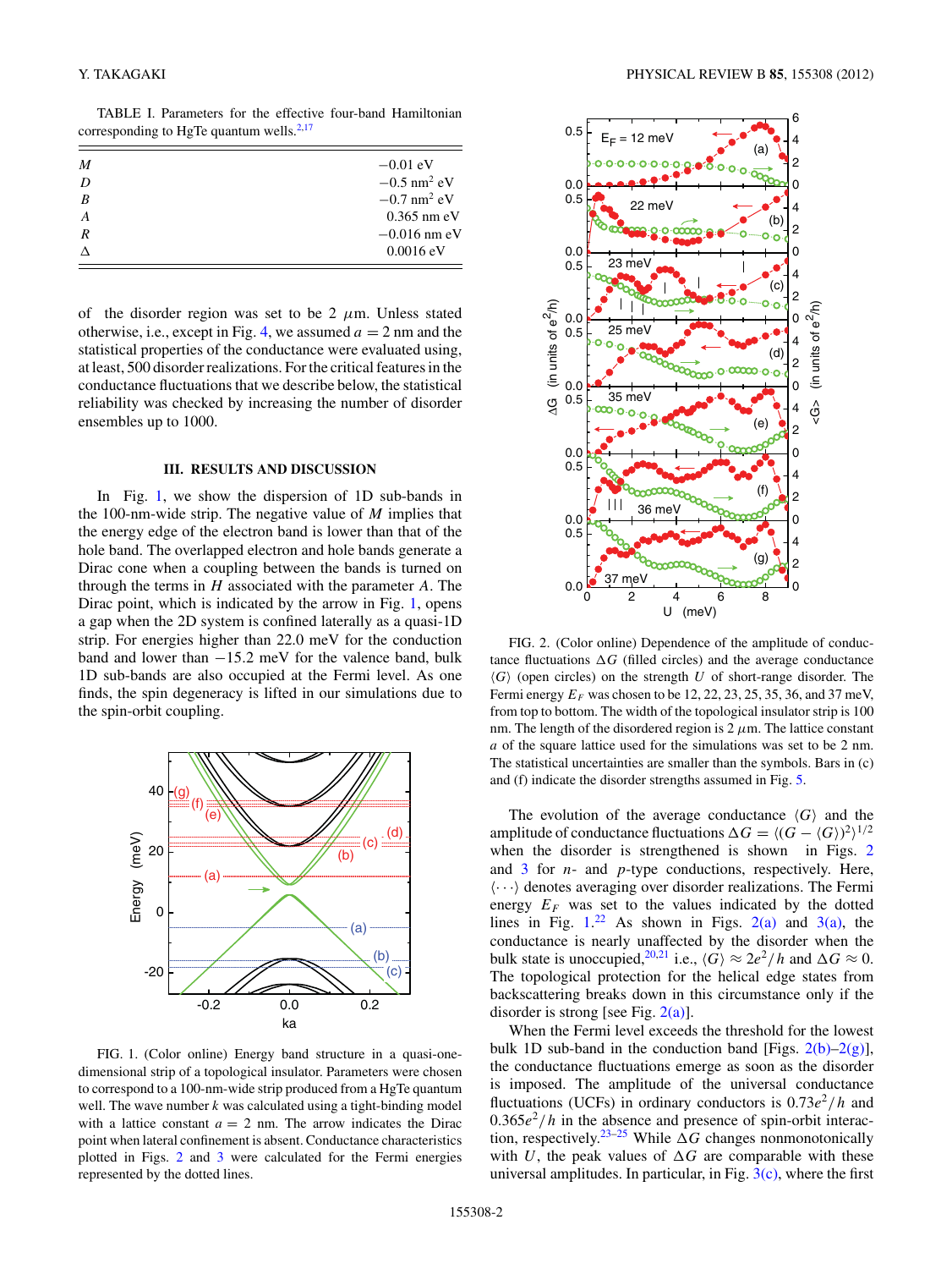TABLE I. Parameters for the effective four-band Hamiltonian corresponding to HgTe quantum wells.[2,17]

| | |
|---|---|
| $M$ | $-0.01$ eV |
| $D$ | $-0.5$ nm$^2$ eV |
| $B$ | $-0.7$ nm$^2$ eV |
| $A$ | 0.365 nm eV |
| $R$ | $-0.016$ nm eV |
| $\Delta$ | 0.0016 eV |

of the disorder region was set to be 2 $\mu$m. Unless stated otherwise, i.e., except in Fig. 4, we assumed $a = 2$ nm and the statistical properties of the conductance were evaluated using, at least, 500 disorder realizations. For the critical features in the conductance fluctuations that we describe below, the statistical reliability was checked by increasing the number of disorder ensembles up to 1000.

## III. RESULTS AND DISCUSSION

In Fig. 1, we show the dispersion of 1D sub-bands in the 100-nm-wide strip. The negative value of $M$ implies that the energy edge of the electron band is lower than that of the hole band. The overlapped electron and hole bands generate a Dirac cone when a coupling between the bands is turned on through the terms in $H$ associated with the parameter $A$. The Dirac point, which is indicated by the arrow in Fig. 1, opens a gap when the 2D system is confined laterally as a quasi-1D strip. For energies higher than 22.0 meV for the conduction band and lower than $-15.2$ meV for the valence band, bulk 1D sub-bands are also occupied at the Fermi level. As one finds, the spin degeneracy is lifted in our simulations due to the spin-orbit coupling.

FIG. 1. (Color online) Energy band structure in a quasi-one-dimensional strip of a topological insulator. Parameters were chosen to correspond to a 100-nm-wide strip produced from a HgTe quantum well. The wave number $k$ was calculated using a tight-binding model with a lattice constant $a = 2$ nm. The arrow indicates the Dirac point when lateral confinement is absent. Conductance characteristics plotted in Figs. 2 and 3 were calculated for the Fermi energies represented by the dotted lines.

FIG. 2. (Color online) Dependence of the amplitude of conductance fluctuations $\Delta G$ (filled circles) and the average conductance $\langle G \rangle$ (open circles) on the strength $U$ of short-range disorder. The Fermi energy $E_F$ was chosen to be 12, 22, 23, 25, 35, 36, and 37 meV, from top to bottom. The width of the topological insulator strip is 100 nm. The length of the disordered region is 2 $\mu$m. The lattice constant $a$ of the square lattice used for the simulations was set to be 2 nm. The statistical uncertainties are smaller than the symbols. Bars in (c) and (f) indicate the disorder strengths assumed in Fig. 5.

The evolution of the average conductance $\langle G \rangle$ and the amplitude of conductance fluctuations $\Delta G = \langle (G - \langle G \rangle)^2 \rangle^{1/2}$ when the disorder is strengthened is shown in Figs. 2 and 3 for $n$- and $p$-type conductions, respectively. Here, $\langle \cdots \rangle$ denotes averaging over disorder realizations. The Fermi energy $E_F$ was set to the values indicated by the dotted lines in Fig. 1.[22] As shown in Figs. 2(a) and 3(a), the conductance is nearly unaffected by the disorder when the bulk state is unoccupied,[20,21] i.e., $\langle G \rangle \approx 2e^2/h$ and $\Delta G \approx 0$. The topological protection for the helical edge states from backscattering breaks down in this circumstance only if the disorder is strong [see Fig. 2(a)].

When the Fermi level exceeds the threshold for the lowest bulk 1D sub-band in the conduction band [Figs. 2(b)–2(g)], the conductance fluctuations emerge as soon as the disorder is imposed. The amplitude of the universal conductance fluctuations (UCFs) in ordinary conductors is $0.73e^2/h$ and $0.365e^2/h$ in the absence and presence of spin-orbit interaction, respectively.[23–25] While $\Delta G$ changes nonmonotonically with $U$, the peak values of $\Delta G$ are comparable with these universal amplitudes. In particular, in Fig. 3(c), where the first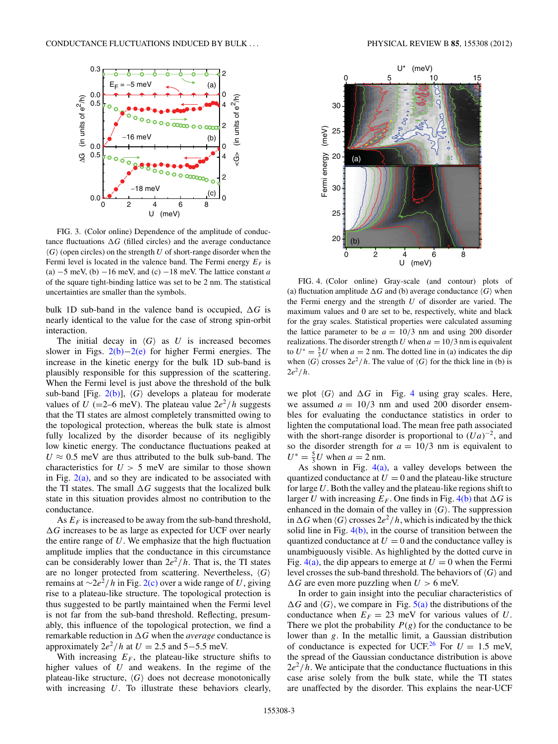FIG. 3. (Color online) Dependence of the amplitude of conductance fluctuations $\Delta G$ (filled circles) and the average conductance $\langle G\rangle$ (open circles) on the strength $U$ of short-range disorder when the Fermi level is located in the valence band. The Fermi energy $E_F$ is (a) $-5$ meV, (b) $-16$ meV, and (c) $-18$ meV. The lattice constant $a$ of the square tight-binding lattice was set to be 2 nm. The statistical uncertainties are smaller than the symbols.

bulk 1D sub-band in the valence band is occupied, $\Delta G$ is nearly identical to the value for the case of strong spin-orbit interaction.

The initial decay in $\langle G\rangle$ as $U$ is increased becomes slower in Figs. 2(b)–2(e) for higher Fermi energies. The increase in the kinetic energy for the bulk 1D sub-band is plausibly responsible for this suppression of the scattering. When the Fermi level is just above the threshold of the bulk sub-band [Fig. 2(b)], $\langle G\rangle$ develops a plateau for moderate values of $U$ (=2–6 meV). The plateau value $2e^2/h$ suggests that the TI states are almost completely transmitted owing to the topological protection, whereas the bulk state is almost fully localized by the disorder because of its negligibly low kinetic energy. The conductance fluctuations peaked at $U \approx 0.5$ meV are thus attributed to the bulk sub-band. The characteristics for $U > 5$ meV are similar to those shown in Fig. 2(a), and so they are indicated to be associated with the TI states. The small $\Delta G$ suggests that the localized bulk state in this situation provides almost no contribution to the conductance.

As $E_F$ is increased to be away from the sub-band threshold, $\Delta G$ increases to be as large as expected for UCF over nearly the entire range of $U$. We emphasize that the high fluctuation amplitude implies that the conductance in this circumstance can be considerably lower than $2e^2/h$. That is, the TI states are no longer protected from scattering. Nevertheless, $\langle G\rangle$ remains at $\sim 2e^2/h$ in Fig. 2(c) over a wide range of $U$, giving rise to a plateau-like structure. The topological protection is thus suggested to be partly maintained when the Fermi level is not far from the sub-band threshold. Reflecting, presumably, this influence of the topological protection, we find a remarkable reduction in $\Delta G$ when the *average* conductance is approximately $2e^2/h$ at $U = 2.5$ and 5–5.5 meV.

With increasing $E_F$, the plateau-like structure shifts to higher values of $U$ and weakens. In the regime of the plateau-like structure, $\langle G\rangle$ does not decrease monotonically with increasing $U$. To illustrate these behaviors clearly, we plot $\langle G\rangle$ and $\Delta G$ in Fig. 4 using gray scales. Here, we assumed $a = 10/3$ nm and used 200 disorder ensembles for evaluating the conductance statistics in order to lighten the computational load. The mean free path associated with the short-range disorder is proportional to $(Ua)^{-2}$, and so the disorder strength for $a = 10/3$ nm is equivalent to $U^* = \frac{5}{3}U$ when $a = 2$ nm.

FIG. 4. (Color online) Gray-scale (and contour) plots of (a) fluctuation amplitude $\Delta G$ and (b) average conductance $\langle G\rangle$ when the Fermi energy and the strength $U$ of disorder are varied. The maximum values and 0 are set to be, respectively, white and black for the gray scales. Statistical properties were calculated assuming the lattice parameter to be $a = 10/3$ nm and using 200 disorder realizations. The disorder strength $U$ when $a = 10/3$ nm is equivalent to $U^* = \frac{5}{3}U$ when $a = 2$ nm. The dotted line in (a) indicates the dip when $\langle G\rangle$ crosses $2e^2/h$. The value of $\langle G\rangle$ for the thick line in (b) is $2e^2/h$.

As shown in Fig. 4(a), a valley develops between the quantized conductance at $U = 0$ and the plateau-like structure for large $U$. Both the valley and the plateau-like regions shift to larger $U$ with increasing $E_F$. One finds in Fig. 4(b) that $\Delta G$ is enhanced in the domain of the valley in $\langle G\rangle$. The suppression in $\Delta G$ when $\langle G\rangle$ crosses $2e^2/h$, which is indicated by the thick solid line in Fig. 4(b), in the course of transition between the quantized conductance at $U = 0$ and the conductance valley is unambiguously visible. As highlighted by the dotted curve in Fig. 4(a), the dip appears to emerge at $U = 0$ when the Fermi level crosses the sub-band threshold. The behaviors of $\langle G\rangle$ and $\Delta G$ are even more puzzling when $U > 6$ meV.

In order to gain insight into the peculiar characteristics of $\Delta G$ and $\langle G\rangle$, we compare in Fig. 5(a) the distributions of the conductance when $E_F = 23$ meV for various values of $U$. There we plot the probability $P(g)$ for the conductance to be lower than $g$. In the metallic limit, a Gaussian distribution of conductance is expected for UCF.[26] For $U = 1.5$ meV, the spread of the Gaussian conductance distribution is above $2e^2/h$. We anticipate that the conductance fluctuations in this case arise solely from the bulk state, while the TI states are unaffected by the disorder. This explains the near-UCF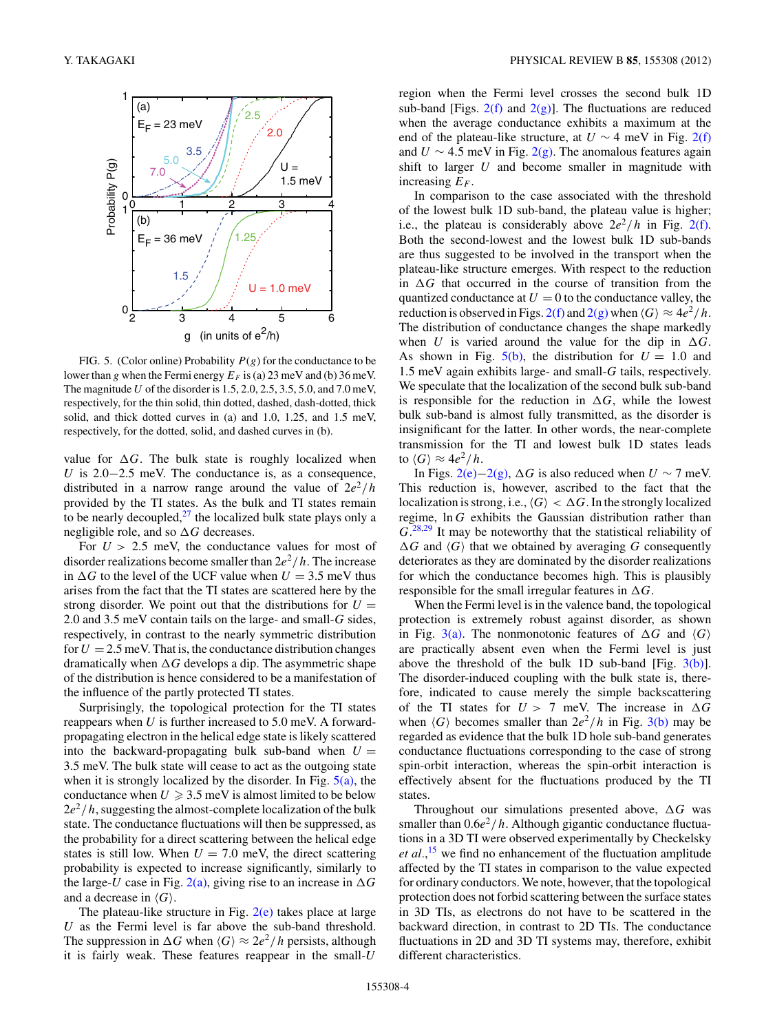FIG. 5. (Color online) Probability $P(g)$ for the conductance to be lower than $g$ when the Fermi energy $E_F$ is (a) 23 meV and (b) 36 meV. The magnitude $U$ of the disorder is 1.5, 2.0, 2.5, 3.5, 5.0, and 7.0 meV, respectively, for the thin solid, thin dotted, dashed, dash-dotted, thick solid, and thick dotted curves in (a) and 1.0, 1.25, and 1.5 meV, respectively, for the dotted, solid, and dashed curves in (b).

value for $\Delta G$. The bulk state is roughly localized when $U$ is 2.0−2.5 meV. The conductance is, as a consequence, distributed in a narrow range around the value of $2e^2/h$ provided by the TI states. As the bulk and TI states remain to be nearly decoupled,[27] the localized bulk state plays only a negligible role, and so $\Delta G$ decreases.

For $U > 2.5$ meV, the conductance values for most of disorder realizations become smaller than $2e^2/h$. The increase in $\Delta G$ to the level of the UCF value when $U = 3.5$ meV thus arises from the fact that the TI states are scattered here by the strong disorder. We point out that the distributions for $U =$ 2.0 and 3.5 meV contain tails on the large- and small-$G$ sides, respectively, in contrast to the nearly symmetric distribution for $U = 2.5$ meV. That is, the conductance distribution changes dramatically when $\Delta G$ develops a dip. The asymmetric shape of the distribution is hence considered to be a manifestation of the influence of the partly protected TI states.

Surprisingly, the topological protection for the TI states reappears when $U$ is further increased to 5.0 meV. A forward-propagating electron in the helical edge state is likely scattered into the backward-propagating bulk sub-band when $U =$ 3.5 meV. The bulk state will cease to act as the outgoing state when it is strongly localized by the disorder. In Fig. 5(a), the conductance when $U \geqslant 3.5$ meV is almost limited to be below $2e^2/h$, suggesting the almost-complete localization of the bulk state. The conductance fluctuations will then be suppressed, as the probability for a direct scattering between the helical edge states is still low. When $U = 7.0$ meV, the direct scattering probability is expected to increase significantly, similarly to the large-$U$ case in Fig. 2(a), giving rise to an increase in $\Delta G$ and a decrease in $\langle G \rangle$.

The plateau-like structure in Fig. 2(e) takes place at large $U$ as the Fermi level is far above the sub-band threshold. The suppression in $\Delta G$ when $\langle G \rangle \approx 2e^2/h$ persists, although it is fairly weak. These features reappear in the small-$U$ region when the Fermi level crosses the second bulk 1D sub-band [Figs. 2(f) and 2(g)]. The fluctuations are reduced when the average conductance exhibits a maximum at the end of the plateau-like structure, at $U \sim 4$ meV in Fig. 2(f) and $U \sim 4.5$ meV in Fig. 2(g). The anomalous features again shift to larger $U$ and become smaller in magnitude with increasing $E_F$.

In comparison to the case associated with the threshold of the lowest bulk 1D sub-band, the plateau value is higher; i.e., the plateau is considerably above $2e^2/h$ in Fig. 2(f). Both the second-lowest and the lowest bulk 1D sub-bands are thus suggested to be involved in the transport when the plateau-like structure emerges. With respect to the reduction in $\Delta G$ that occurred in the course of transition from the quantized conductance at $U = 0$ to the conductance valley, the reduction is observed in Figs. 2(f) and 2(g) when $\langle G \rangle \approx 4e^2/h$. The distribution of conductance changes the shape markedly when $U$ is varied around the value for the dip in $\Delta G$. As shown in Fig. 5(b), the distribution for $U =$ 1.0 and 1.5 meV again exhibits large- and small-$G$ tails, respectively. We speculate that the localization of the second bulk sub-band is responsible for the reduction in $\Delta G$, while the lowest bulk sub-band is almost fully transmitted, as the disorder is insignificant for the latter. In other words, the near-complete transmission for the TI and lowest bulk 1D states leads to $\langle G \rangle \approx 4e^2/h$.

In Figs. 2(e)−2(g), $\Delta G$ is also reduced when $U \sim 7$ meV. This reduction is, however, ascribed to the fact that the localization is strong, i.e., $\langle G \rangle < \Delta G$. In the strongly localized regime, $\ln G$ exhibits the Gaussian distribution rather than $G$.[28,29] It may be noteworthy that the statistical reliability of $\Delta G$ and $\langle G \rangle$ that we obtained by averaging $G$ consequently deteriorates as they are dominated by the disorder realizations for which the conductance becomes high. This is plausibly responsible for the small irregular features in $\Delta G$.

When the Fermi level is in the valence band, the topological protection is extremely robust against disorder, as shown in Fig. 3(a). The nonmonotonic features of $\Delta G$ and $\langle G \rangle$ are practically absent even when the Fermi level is just above the threshold of the bulk 1D sub-band [Fig. 3(b)]. The disorder-induced coupling with the bulk state is, therefore, indicated to cause merely the simple backscattering of the TI states for $U > 7$ meV. The increase in $\Delta G$ when $\langle G \rangle$ becomes smaller than $2e^2/h$ in Fig. 3(b) may be regarded as evidence that the bulk 1D hole sub-band generates conductance fluctuations corresponding to the case of strong spin-orbit interaction, whereas the spin-orbit interaction is effectively absent for the fluctuations produced by the TI states.

Throughout our simulations presented above, $\Delta G$ was smaller than $0.6e^2/h$. Although gigantic conductance fluctuations in a 3D TI were observed experimentally by Checkelsky *et al.*,[15] we find no enhancement of the fluctuation amplitude affected by the TI states in comparison to the value expected for ordinary conductors. We note, however, that the topological protection does not forbid scattering between the surface states in 3D TIs, as electrons do not have to be scattered in the backward direction, in contrast to 2D TIs. The conductance fluctuations in 2D and 3D TI systems may, therefore, exhibit different characteristics.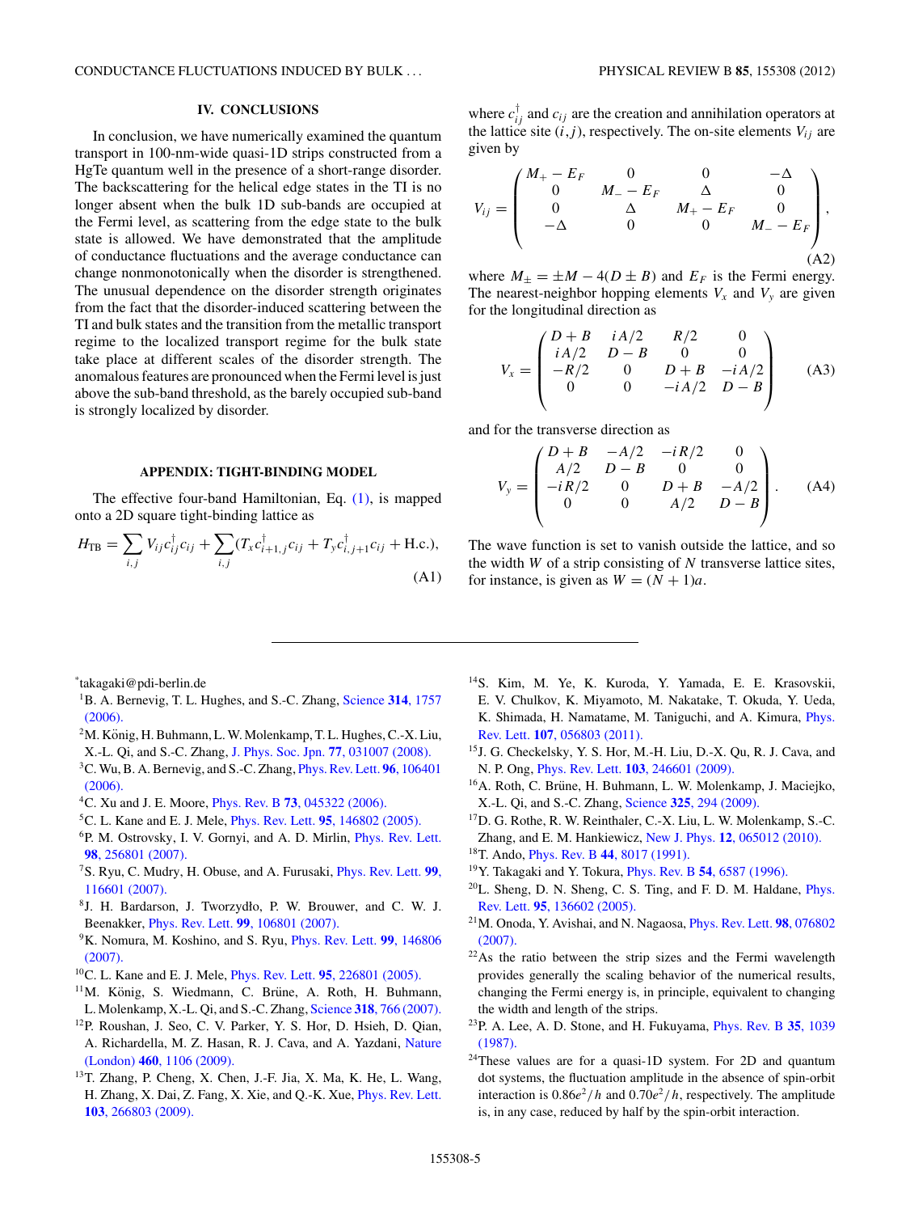## IV. CONCLUSIONS

In conclusion, we have numerically examined the quantum transport in 100-nm-wide quasi-1D strips constructed from a HgTe quantum well in the presence of a short-range disorder. The backscattering for the helical edge states in the TI is no longer absent when the bulk 1D sub-bands are occupied at the Fermi level, as scattering from the edge state to the bulk state is allowed. We have demonstrated that the amplitude of conductance fluctuations and the average conductance can change nonmonotonically when the disorder is strengthened. The unusual dependence on the disorder strength originates from the fact that the disorder-induced scattering between the TI and bulk states and the transition from the metallic transport regime to the localized transport regime for the bulk state take place at different scales of the disorder strength. The anomalous features are pronounced when the Fermi level is just above the sub-band threshold, as the barely occupied sub-band is strongly localized by disorder.

## APPENDIX: TIGHT-BINDING MODEL

The effective four-band Hamiltonian, Eq. (1), is mapped onto a 2D square tight-binding lattice as

$$H_{\rm TB} = \sum_{i,j} V_{ij} c_{ij}^\dagger c_{ij} + \sum_{i,j} \left( T_x c_{i+1,j}^\dagger c_{ij} + T_y c_{i,j+1}^\dagger c_{ij} + \text{H.c.} \right), \tag{A1}$$

where $c_{ij}^\dagger$ and $c_{ij}$ are the creation and annihilation operators at the lattice site $(i,j)$, respectively. The on-site elements $V_{ij}$ are given by

$$V_{ij} = \begin{pmatrix} M_+ - E_F & 0 & 0 & -\Delta \\ 0 & M_- - E_F & \Delta & 0 \\ 0 & \Delta & M_+ - E_F & 0 \\ -\Delta & 0 & 0 & M_- - E_F \end{pmatrix}, \tag{A2}$$

where $M_\pm = \pm M - 4(D \pm B)$ and $E_F$ is the Fermi energy. The nearest-neighbor hopping elements $V_x$ and $V_y$ are given for the longitudinal direction as

$$V_x = \begin{pmatrix} D+B & iA/2 & R/2 & 0 \\ iA/2 & D-B & 0 & 0 \\ -R/2 & 0 & D+B & -iA/2 \\ 0 & 0 & -iA/2 & D-B \end{pmatrix} \tag{A3}$$

and for the transverse direction as

$$V_y = \begin{pmatrix} D+B & -A/2 & -iR/2 & 0 \\ A/2 & D-B & 0 & 0 \\ -iR/2 & 0 & D+B & -A/2 \\ 0 & 0 & A/2 & D-B \end{pmatrix}. \tag{A4}$$

The wave function is set to vanish outside the lattice, and so the width $W$ of a strip consisting of $N$ transverse lattice sites, for instance, is given as $W = (N+1)a$.

---

*takagaki@pdi-berlin.de

[1] B. A. Bernevig, T. L. Hughes, and S.-C. Zhang, Science **314**, 1757 (2006).

[2] M. König, H. Buhmann, L. W. Molenkamp, T. L. Hughes, C.-X. Liu, X.-L. Qi, and S.-C. Zhang, J. Phys. Soc. Jpn. **77**, 031007 (2008).

[3] C. Wu, B. A. Bernevig, and S.-C. Zhang, Phys. Rev. Lett. **96**, 106401 (2006).

[4] C. Xu and J. E. Moore, Phys. Rev. B **73**, 045322 (2006).

[5] C. L. Kane and E. J. Mele, Phys. Rev. Lett. **95**, 146802 (2005).

[6] P. M. Ostrovsky, I. V. Gornyi, and A. D. Mirlin, Phys. Rev. Lett. **98**, 256801 (2007).

[7] S. Ryu, C. Mudry, H. Obuse, and A. Furusaki, Phys. Rev. Lett. **99**, 116601 (2007).

[8] J. H. Bardarson, J. Tworzydło, P. W. Brouwer, and C. W. J. Beenakker, Phys. Rev. Lett. **99**, 106801 (2007).

[9] K. Nomura, M. Koshino, and S. Ryu, Phys. Rev. Lett. **99**, 146806 (2007).

[10] C. L. Kane and E. J. Mele, Phys. Rev. Lett. **95**, 226801 (2005).

[11] M. König, S. Wiedmann, C. Brüne, A. Roth, H. Buhmann, L. Molenkamp, X.-L. Qi, and S.-C. Zhang, Science **318**, 766 (2007).

[12] P. Roushan, J. Seo, C. V. Parker, Y. S. Hor, D. Hsieh, D. Qian, A. Richardella, M. Z. Hasan, R. J. Cava, and A. Yazdani, Nature (London) **460**, 1106 (2009).

[13] T. Zhang, P. Cheng, X. Chen, J.-F. Jia, X. Ma, K. He, L. Wang, H. Zhang, X. Dai, Z. Fang, X. Xie, and Q.-K. Xue, Phys. Rev. Lett. **103**, 266803 (2009).

[14] S. Kim, M. Ye, K. Kuroda, Y. Yamada, E. E. Krasovskii, E. V. Chulkov, K. Miyamoto, M. Nakatake, T. Okuda, Y. Ueda, K. Shimada, H. Namatame, M. Taniguchi, and A. Kimura, Phys. Rev. Lett. **107**, 056803 (2011).

[15] J. G. Checkelsky, Y. S. Hor, M.-H. Liu, D.-X. Qu, R. J. Cava, and N. P. Ong, Phys. Rev. Lett. **103**, 246601 (2009).

[16] A. Roth, C. Brüne, H. Buhmann, L. W. Molenkamp, J. Maciejko, X.-L. Qi, and S.-C. Zhang, Science **325**, 294 (2009).

[17] D. G. Rothe, R. W. Reinthaler, C.-X. Liu, L. W. Molenkamp, S.-C. Zhang, and E. M. Hankiewicz, New J. Phys. **12**, 065012 (2010).

[18] T. Ando, Phys. Rev. B **44**, 8017 (1991).

[19] Y. Takagaki and Y. Tokura, Phys. Rev. B **54**, 6587 (1996).

[20] L. Sheng, D. N. Sheng, C. S. Ting, and F. D. M. Haldane, Phys. Rev. Lett. **95**, 136602 (2005).

[21] M. Onoda, Y. Avishai, and N. Nagaosa, Phys. Rev. Lett. **98**, 076802 (2007).

[22] As the ratio between the strip sizes and the Fermi wavelength provides generally the scaling behavior of the numerical results, changing the Fermi energy is, in principle, equivalent to changing the width and length of the strips.

[23] P. A. Lee, A. D. Stone, and H. Fukuyama, Phys. Rev. B **35**, 1039 (1987).

[24] These values are for a quasi-1D system. For 2D and quantum dot systems, the fluctuation amplitude in the absence of spin-orbit interaction is $0.86e^2/h$ and $0.70e^2/h$, respectively. The amplitude is, in any case, reduced by half by the spin-orbit interaction.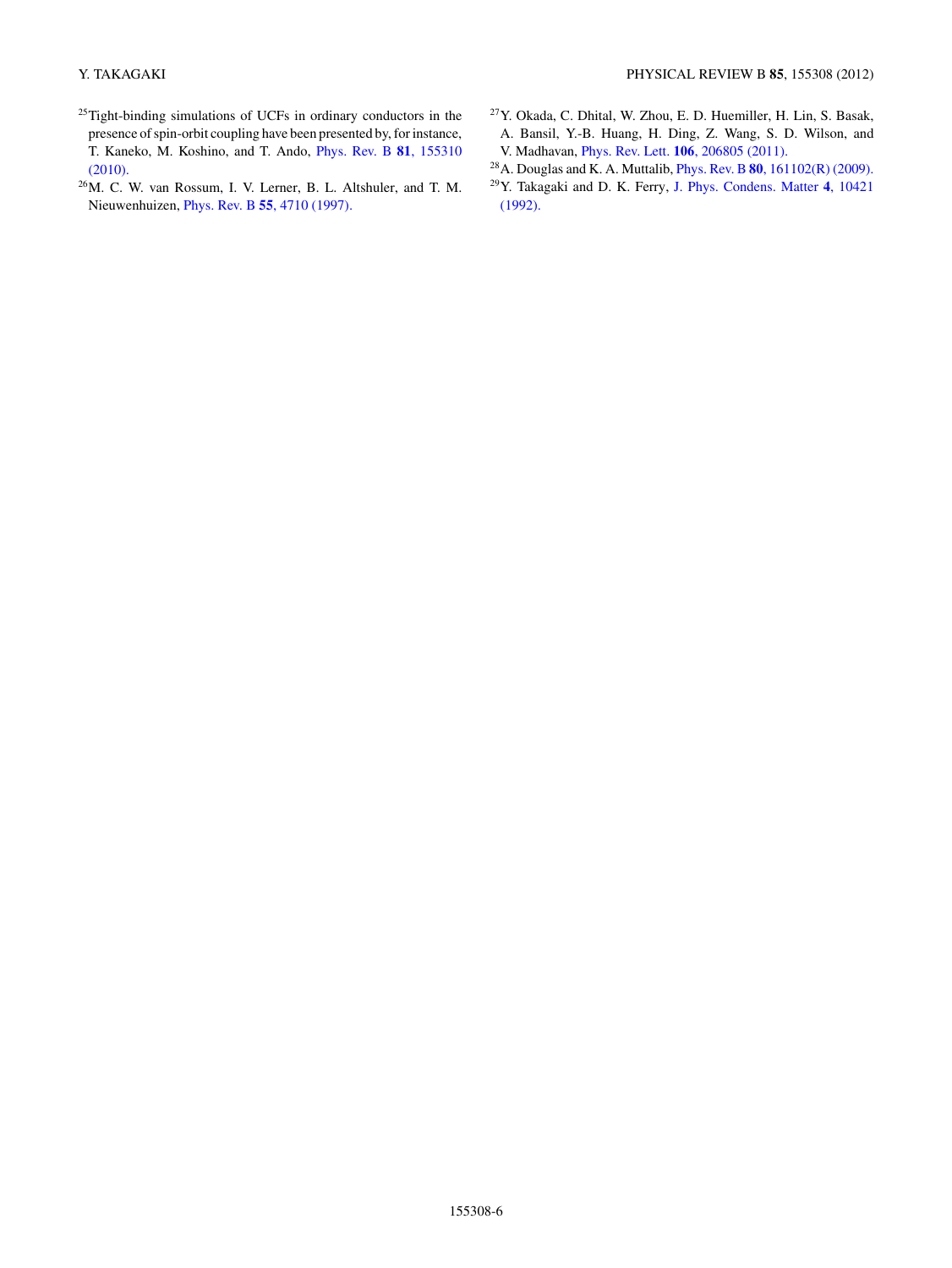[25]Tight-binding simulations of UCFs in ordinary conductors in the presence of spin-orbit coupling have been presented by, for instance, T. Kaneko, M. Koshino, and T. Ando, Phys. Rev. B **81**, 155310 (2010).

[26]M. C. W. van Rossum, I. V. Lerner, B. L. Altshuler, and T. M. Nieuwenhuizen, Phys. Rev. B **55**, 4710 (1997).

[27]Y. Okada, C. Dhital, W. Zhou, E. D. Huemiller, H. Lin, S. Basak, A. Bansil, Y.-B. Huang, H. Ding, Z. Wang, S. D. Wilson, and V. Madhavan, Phys. Rev. Lett. **106**, 206805 (2011).

[28]A. Douglas and K. A. Muttalib, Phys. Rev. B **80**, 161102(R) (2009).

[29]Y. Takagaki and D. K. Ferry, J. Phys. Condens. Matter **4**, 10421 (1992).